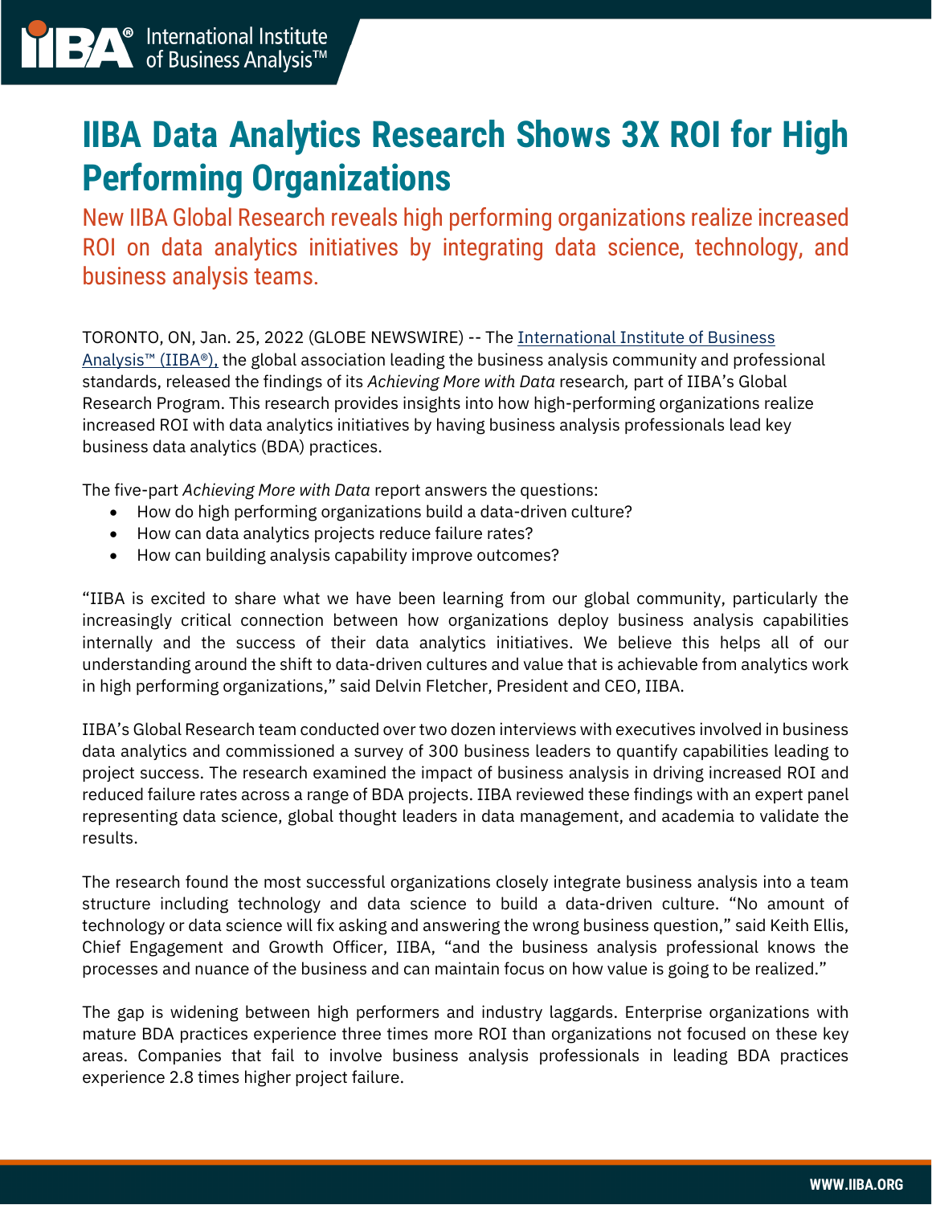# IIBA Data Analytics Research Shows 3X ROI for High Performing Organizations

## New IIBA Global Research reveals high performing organizations realize increased ROI on data analytics initiatives by integrating data science, technology, and business analysis teams.

TORONTO, ON, Jan. 25, 2022 (GLOBE NEWSWIRE) -- The International Institute of Business Analysis™ (IIBA®), the global association leading the business analysis community and professional standards, released the findings of its *Achieving More with Data* research, part of IIBA's Global Research Program. This research provides insights into how high-performing organizations realize increased ROI with data analytics initiatives by having business analysis professionals lead key business data analytics (BDA) practices.

The five-part *Achieving More with Data* report answers the questions:

- How do high performing organizations build a data-driven culture?
- How can data analytics projects reduce failure rates?
- How can building analysis capability improve outcomes?

"IIBA is excited to share what we have been learning from our global community, particularly the increasingly critical connection between how organizations deploy business analysis capabilities internally and the success of their data analytics initiatives. We believe this helps all of our understanding around the shift to data-driven cultures and value that is achievable from analytics work in high performing organizations," said Delvin Fletcher, President and CEO, IIBA.

IIBA's Global Research team conducted over two dozen interviews with executives involved in business data analytics and commissioned a survey of 300 business leaders to quantify capabilities leading to project success. The research examined the impact of business analysis in driving increased ROI and reduced failure rates across a range of BDA projects. IIBA reviewed these findings with an expert panel representing data science, global thought leaders in data management, and academia to validate the results.

The research found the most successful organizations closely integrate business analysis into a team structure including technology and data science to build a data-driven culture. "No amount of technology or data science will fix asking and answering the wrong business question," said Keith Ellis, Chief Engagement and Growth Officer, IIBA, "and the business analysis professional knows the processes and nuance of the business and can maintain focus on how value is going to be realized."

The gap is widening between high performers and industry laggards. Enterprise organizations with mature BDA practices experience three times more ROI than organizations not focused on these key areas. Companies that fail to involve business analysis professionals in leading BDA practices experience 2.8 times higher project failure.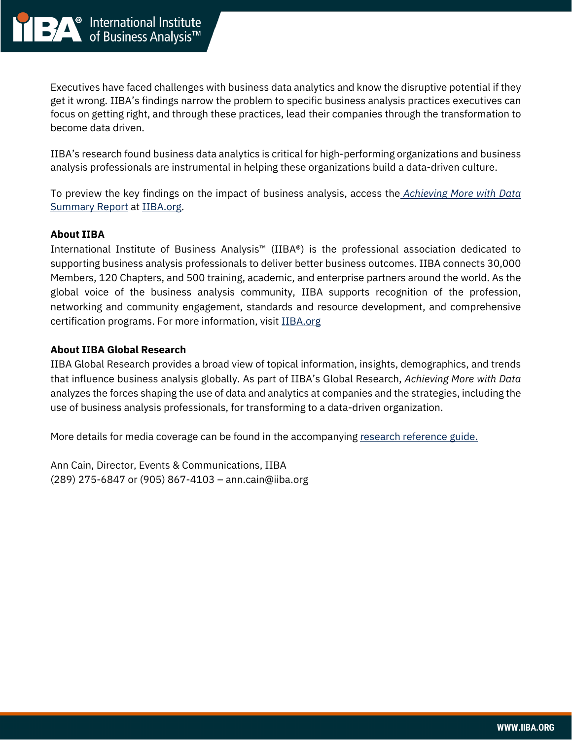Executives have faced challenges with business data analytics and know the disruptive potential if they get it wrong. IIBA's findings narrow the problem to specific business analysis practices executives can focus on getting right, and through these practices, lead their companies through the transformation to become data driven.

IIBA's research found business data analytics is critical for high-performing organizations and business analysis professionals are instrumental in helping these organizations build a data-driven culture.

To preview the key findings on the impact of business analysis, access the *Achieving More with Data* Summary Report at IIBA.org.

**About IIBA**

International Institute of Business Analysis™ (IIBA®) is the professional association dedicated to supporting business analysis professionals to deliver better business outcomes. IIBA connects 30,000 Members, 120 Chapters, and 500 training, academic, and enterprise partners around the world. As the global voice of the business analysis community, IIBA supports recognition of the profession, networking and community engagement, standards and resource development, and comprehensive certification programs. For more information, visit IIBA.org

**About IIBA Global Research**

IIBA Global Research provides a broad view of topical information, insights, demographics, and trends that influence business analysis globally. As part of IIBA's Global Research, *Achieving More with Data* analyzes the forces shaping the use of data and analytics at companies and the strategies, including the use of business analysis professionals, for transforming to a data-driven organization.

More details for media coverage can be found in the accompanying research reference guide.

Ann Cain, Director, Events & Communications, IIBA
(289) 275-6847 or (905) 867-4103 – ann.cain@iiba.org